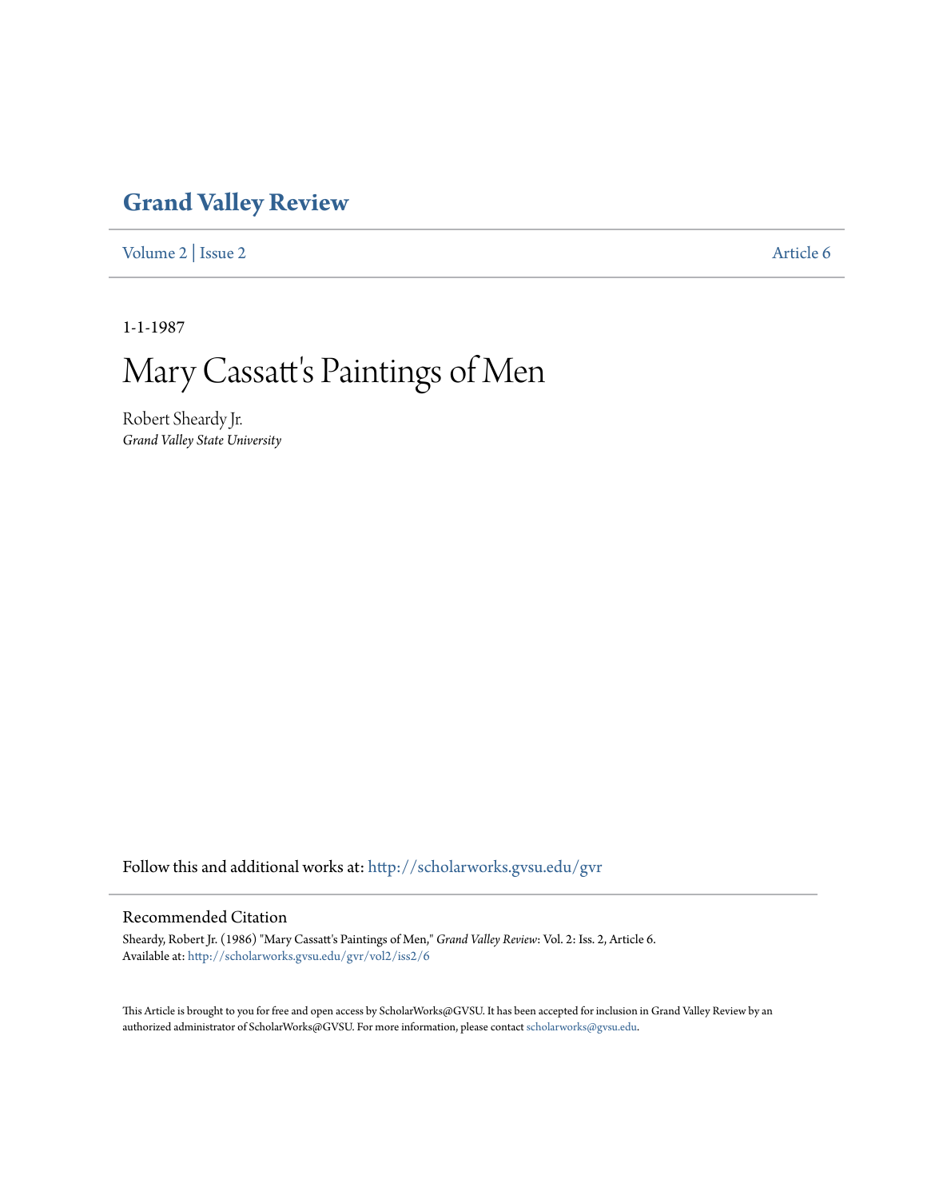# Grand Valley Review

Volume 2 | Issue 2 Article 6

1-1-1987

# Mary Cassatt's Paintings of Men

Robert Sheardy Jr.
*Grand Valley State University*

Follow this and additional works at: http://scholarworks.gvsu.edu/gvr

## Recommended Citation

Sheardy, Robert Jr. (1986) "Mary Cassatt's Paintings of Men," *Grand Valley Review*: Vol. 2: Iss. 2, Article 6.
Available at: http://scholarworks.gvsu.edu/gvr/vol2/iss2/6

This Article is brought to you for free and open access by ScholarWorks@GVSU. It has been accepted for inclusion in Grand Valley Review by an authorized administrator of ScholarWorks@GVSU. For more information, please contact scholarworks@gvsu.edu.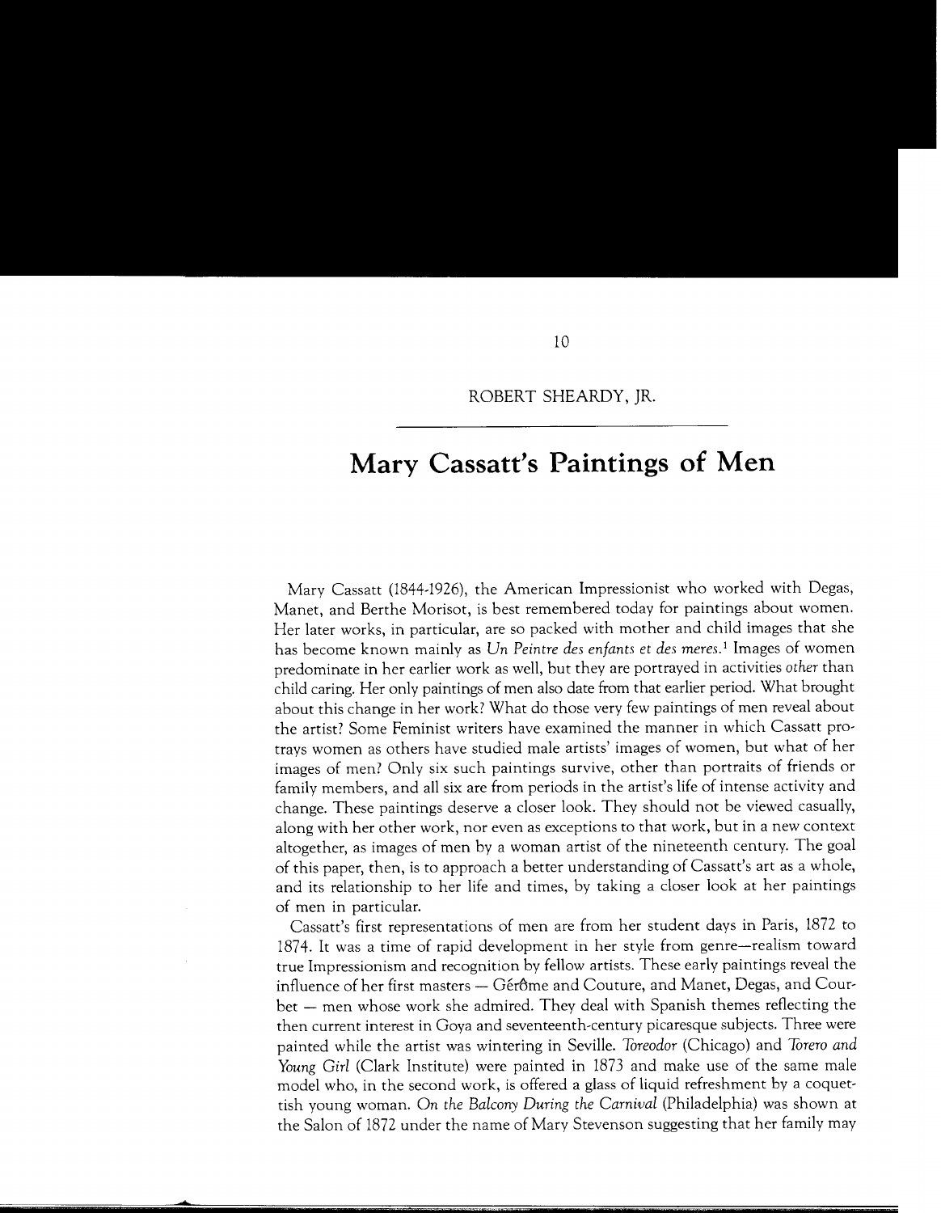ROBERT SHEARDY, JR.

# Mary Cassatt's Paintings of Men

Mary Cassatt (1844-1926), the American Impressionist who worked with Degas, Manet, and Berthe Morisot, is best remembered today for paintings about women. Her later works, in particular, are so packed with mother and child images that she has become known mainly as *Un Peintre des enfants et des meres*.[1] Images of women predominate in her earlier work as well, but they are portrayed in activities *other* than child caring. Her only paintings of men also date from that earlier period. What brought about this change in her work? What do those very few paintings of men reveal about the artist? Some Feminist writers have examined the manner in which Cassatt protrays women as others have studied male artists' images of women, but what of her images of men? Only six such paintings survive, other than portraits of friends or family members, and all six are from periods in the artist's life of intense activity and change. These paintings deserve a closer look. They should not be viewed casually, along with her other work, nor even as exceptions to that work, but in a new context altogether, as images of men by a woman artist of the nineteenth century. The goal of this paper, then, is to approach a better understanding of Cassatt's art as a whole, and its relationship to her life and times, by taking a closer look at her paintings of men in particular.

Cassatt's first representations of men are from her student days in Paris, 1872 to 1874. It was a time of rapid development in her style from genre—realism toward true Impressionism and recognition by fellow artists. These early paintings reveal the influence of her first masters — Gérôme and Couture, and Manet, Degas, and Courbet — men whose work she admired. They deal with Spanish themes reflecting the then current interest in Goya and seventeenth-century picaresque subjects. Three were painted while the artist was wintering in Seville. *Toreodor* (Chicago) and *Torero and Young Girl* (Clark Institute) were painted in 1873 and make use of the same male model who, in the second work, is offered a glass of liquid refreshment by a coquettish young woman. *On the Balcony During the Carnival* (Philadelphia) was shown at the Salon of 1872 under the name of Mary Stevenson suggesting that her family may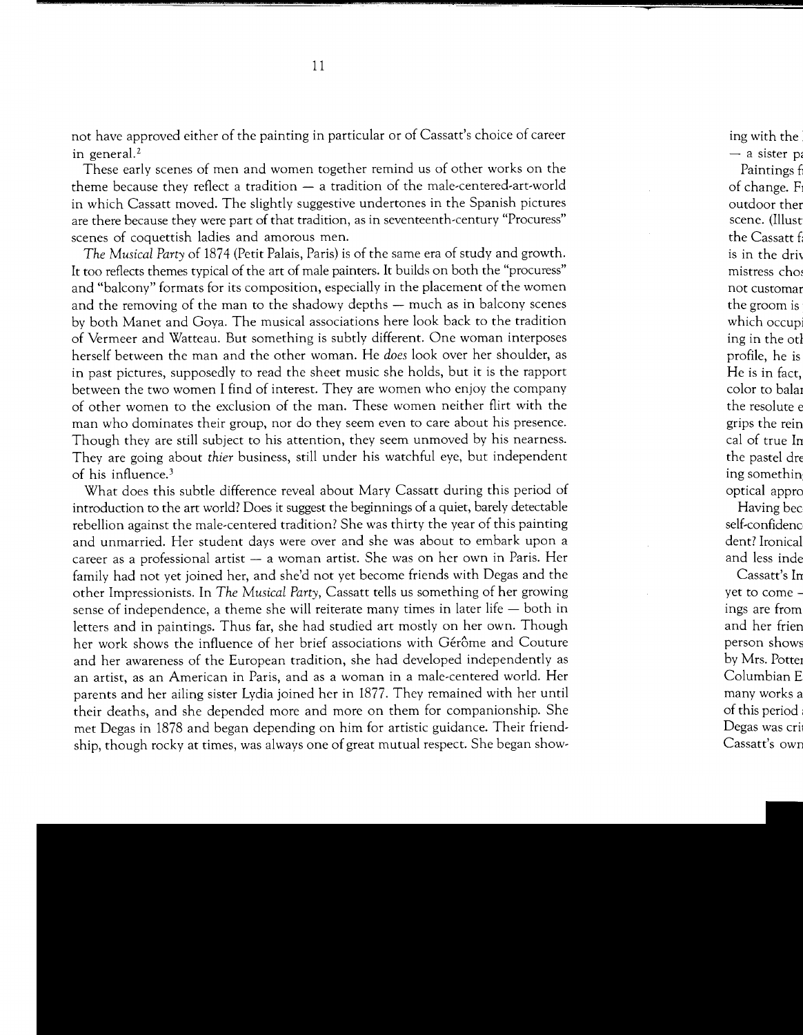not have approved either of the painting in particular or of Cassatt's choice of career in general.[2]

These early scenes of men and women together remind us of other works on the theme because they reflect a tradition — a tradition of the male-centered-art-world in which Cassatt moved. The slightly suggestive undertones in the Spanish pictures are there because they were part of that tradition, as in seventeenth-century "Procuress" scenes of coquettish ladies and amorous men.

*The Musical Party* of 1874 (Petit Palais, Paris) is of the same era of study and growth. It too reflects themes typical of the art of male painters. It builds on both the "procuress" and "balcony" formats for its composition, especially in the placement of the women and the removing of the man to the shadowy depths — much as in balcony scenes by both Manet and Goya. The musical associations here look back to the tradition of Vermeer and Watteau. But something is subtly different. One woman interposes herself between the man and the other woman. He *does* look over her shoulder, as in past pictures, supposedly to read the sheet music she holds, but it is the rapport between the two women I find of interest. They are women who enjoy the company of other women to the exclusion of the man. These women neither flirt with the man who dominates their group, nor do they seem even to care about his presence. Though they are still subject to his attention, they seem unmoved by his nearness. They are going about *thier* business, still under his watchful eye, but independent of his influence.[3]

What does this subtle difference reveal about Mary Cassatt during this period of introduction to the art world? Does it suggest the beginnings of a quiet, barely detectable rebellion against the male-centered tradition? She was thirty the year of this painting and unmarried. Her student days were over and she was about to embark upon a career as a professional artist — a woman artist. She was on her own in Paris. Her family had not yet joined her, and she'd not yet become friends with Degas and the other Impressionists. In *The Musical Party*, Cassatt tells us something of her growing sense of independence, a theme she will reiterate many times in later life — both in letters and in paintings. Thus far, she had studied art mostly on her own. Though her work shows the influence of her brief associations with Gérôme and Couture and her awareness of the European tradition, she had developed independently as an artist, as an American in Paris, and as a woman in a male-centered world. Her parents and her ailing sister Lydia joined her in 1877. They remained with her until their deaths, and she depended more and more on them for companionship. She met Degas in 1878 and began depending on him for artistic guidance. Their friendship, though rocky at times, was always one of great mutual respect. She began show-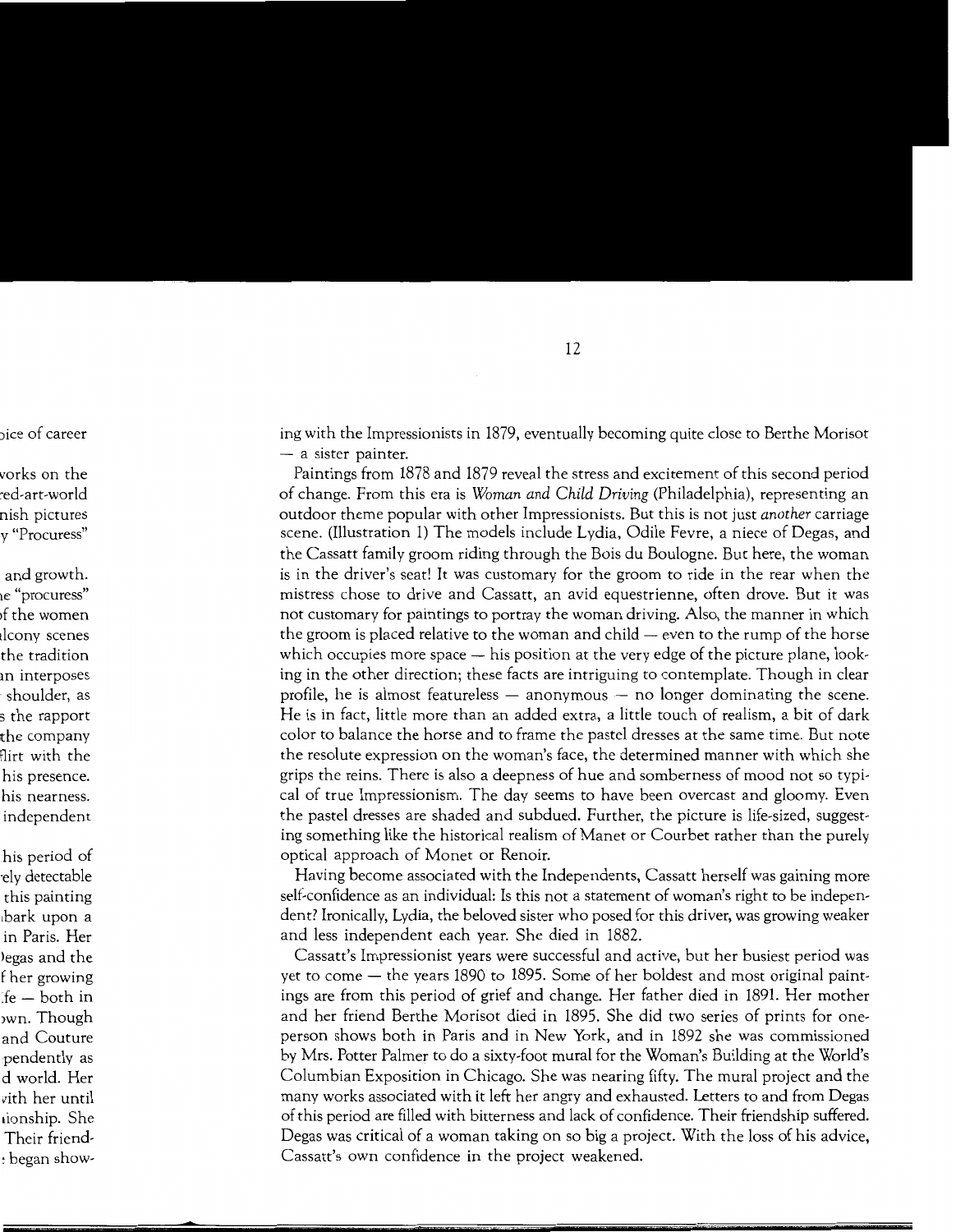ing with the Impressionists in 1879, eventually becoming quite close to Berthe Morisot — a sister painter.

Paintings from 1878 and 1879 reveal the stress and excitement of this second period of change. From this era is *Woman and Child Driving* (Philadelphia), representing an outdoor theme popular with other Impressionists. But this is not just *another* carriage scene. (Illustration 1) The models include Lydia, Odile Fevre, a niece of Degas, and the Cassatt family groom riding through the Bois du Boulogne. But here, the woman is in the driver's seat! It was customary for the groom to ride in the rear when the mistress chose to drive and Cassatt, an avid equestrienne, often drove. But it was not customary for paintings to portray the woman driving. Also, the manner in which the groom is placed relative to the woman and child — even to the rump of the horse which occupies more space — his position at the very edge of the picture plane, looking in the other direction; these facts are intriguing to contemplate. Though in clear profile, he is almost featureless — anonymous — no longer dominating the scene. He is in fact, little more than an added extra, a little touch of realism, a bit of dark color to balance the horse and to frame the pastel dresses at the same time. But note the resolute expression on the woman's face, the determined manner with which she grips the reins. There is also a deepness of hue and somberness of mood not so typical of true Impressionism. The day seems to have been overcast and gloomy. Even the pastel dresses are shaded and subdued. Further, the picture is life-sized, suggesting something like the historical realism of Manet or Courbet rather than the purely optical approach of Monet or Renoir.

Having become associated with the Independents, Cassatt herself was gaining more self-confidence as an individual: Is this not a statement of woman's right to be independent? Ironically, Lydia, the beloved sister who posed for this driver, was growing weaker and less independent each year. She died in 1882.

Cassatt's Impressionist years were successful and active, but her busiest period was yet to come — the years 1890 to 1895. Some of her boldest and most original paintings are from this period of grief and change. Her father died in 1891. Her mother and her friend Berthe Morisot died in 1895. She did two series of prints for one-person shows both in Paris and in New York, and in 1892 she was commissioned by Mrs. Potter Palmer to do a sixty-foot mural for the Woman's Building at the World's Columbian Exposition in Chicago. She was nearing fifty. The mural project and the many works associated with it left her angry and exhausted. Letters to and from Degas of this period are filled with bitterness and lack of confidence. Their friendship suffered. Degas was critical of a woman taking on so big a project. With the loss of his advice, Cassatt's own confidence in the project weakened.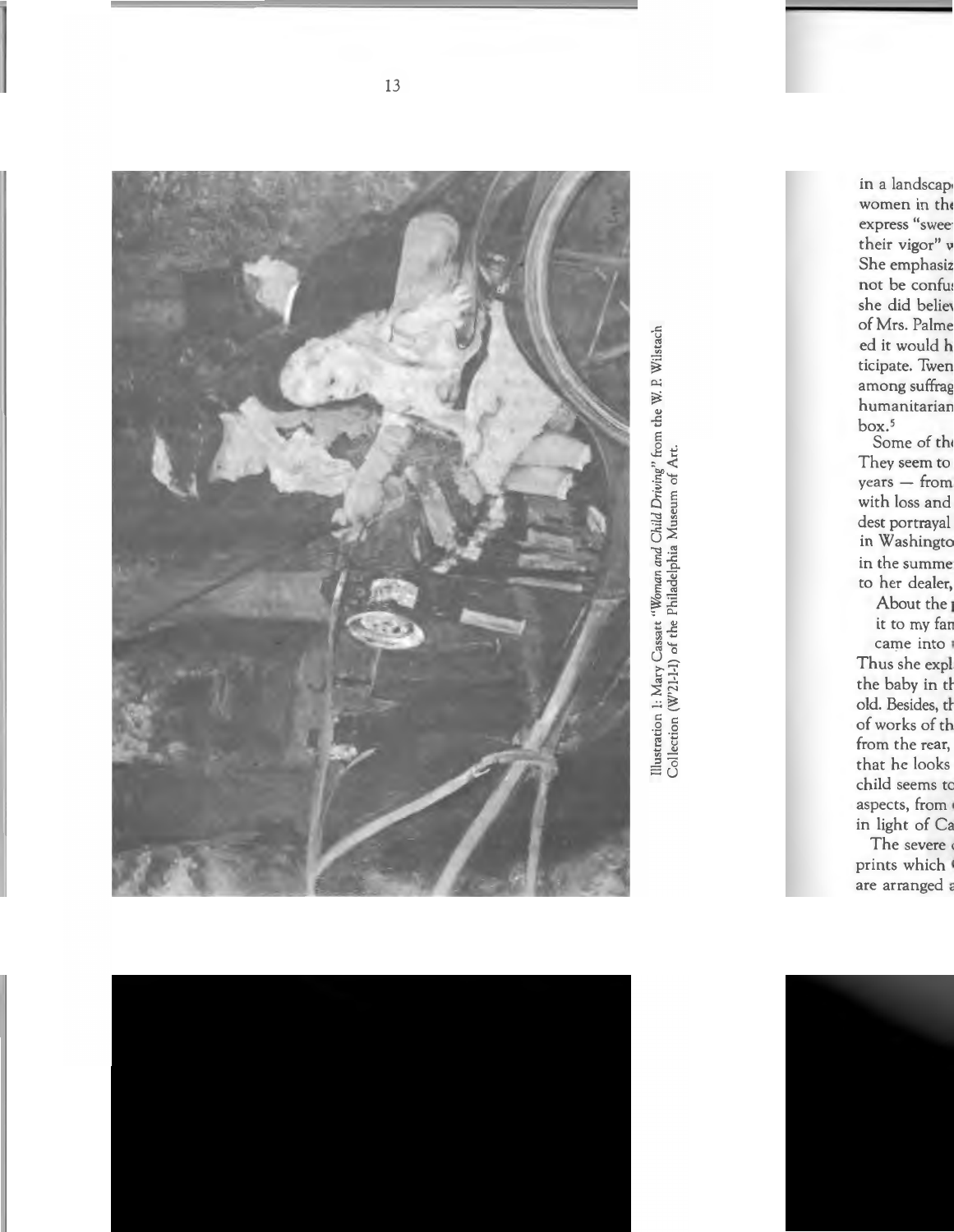Illustration 1: Mary Cassatt *"Woman and Child Driving"* from the W. P. Wilstach Collection (W'21-1-1) of the Philadelphia Museum of Art.

in a landscap
women in the
express "swee
their vigor" w
She emphasiz
not be confu
she did belie
of Mrs. Palme
ed it would h
ticipate. Twen
among suffrag
humanitarian
box.[5]

Some of th
They seem to
years — from
with loss and
dest portrayal
in Washingto
in the summe
to her dealer,

About the
it to my fam
came into

Thus she expl
the baby in th
old. Besides, th
of works of th
from the rear,
that he looks
child seems to
aspects, from
in light of Ca

The severe
prints which
are arranged a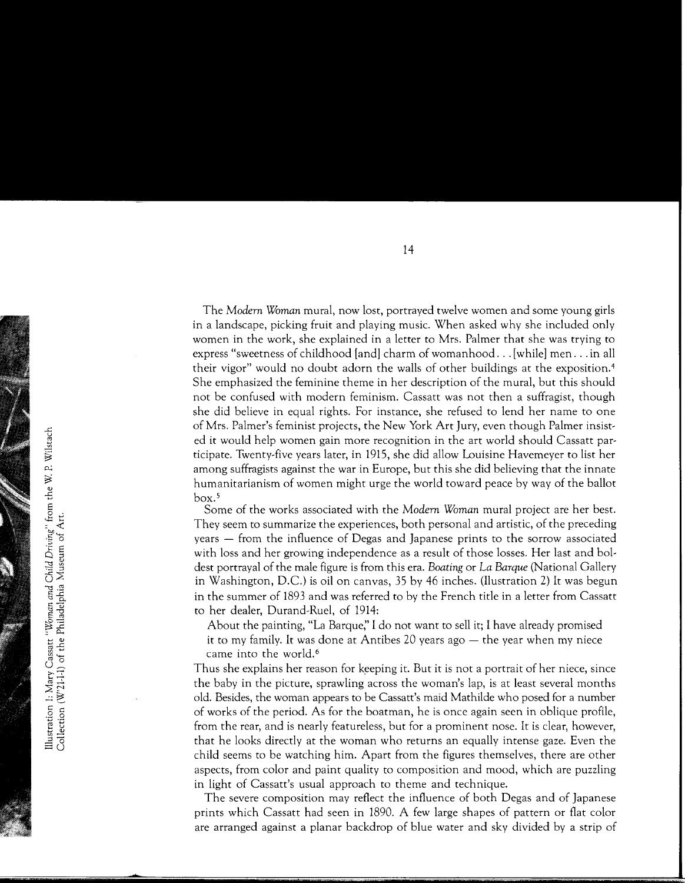The *Modern Woman* mural, now lost, portrayed twelve women and some young girls in a landscape, picking fruit and playing music. When asked why she included only women in the work, she explained in a letter to Mrs. Palmer that she was trying to express "sweetness of childhood [and] charm of womanhood. . . [while] men . . . in all their vigor" would no doubt adorn the walls of other buildings at the exposition.[4] She emphasized the feminine theme in her description of the mural, but this should not be confused with modern feminism. Cassatt was not then a suffragist, though she did believe in equal rights. For instance, she refused to lend her name to one of Mrs. Palmer's feminist projects, the New York Art Jury, even though Palmer insisted it would help women gain more recognition in the art world should Cassatt participate. Twenty-five years later, in 1915, she did allow Louisine Havemeyer to list her among suffragists against the war in Europe, but this she did believing that the innate humanitarianism of women might urge the world toward peace by way of the ballot box.[5]

Some of the works associated with the *Modern Woman* mural project are her best. They seem to summarize the experiences, both personal and artistic, of the preceding years — from the influence of Degas and Japanese prints to the sorrow associated with loss and her growing independence as a result of those losses. Her last and boldest portrayal of the male figure is from this era. *Boating* or *La Barque* (National Gallery in Washington, D.C.) is oil on canvas, 35 by 46 inches. (Illustration 2) It was begun in the summer of 1893 and was referred to by the French title in a letter from Cassatt to her dealer, Durand-Ruel, of 1914:

> About the painting, "La Barque," I do not want to sell it; I have already promised it to my family. It was done at Antibes 20 years ago — the year when my niece came into the world.[6]

Thus she explains her reason for keeping it. But it is not a portrait of her niece, since the baby in the picture, sprawling across the woman's lap, is at least several months old. Besides, the woman appears to be Cassatt's maid Mathilde who posed for a number of works of the period. As for the boatman, he is once again seen in oblique profile, from the rear, and is nearly featureless, but for a prominent nose. It is clear, however, that he looks directly at the woman who returns an equally intense gaze. Even the child seems to be watching him. Apart from the figures themselves, there are other aspects, from color and paint quality to composition and mood, which are puzzling in light of Cassatt's usual approach to theme and technique.

The severe composition may reflect the influence of both Degas and of Japanese prints which Cassatt had seen in 1890. A few large shapes of pattern or flat color are arranged against a planar backdrop of blue water and sky divided by a strip of

Illustration 1: Mary Cassatt "*Woman and Child Driving*" from the W. P. Wilstach Collection (W'21-1) of the Philadelphia Museum of Art.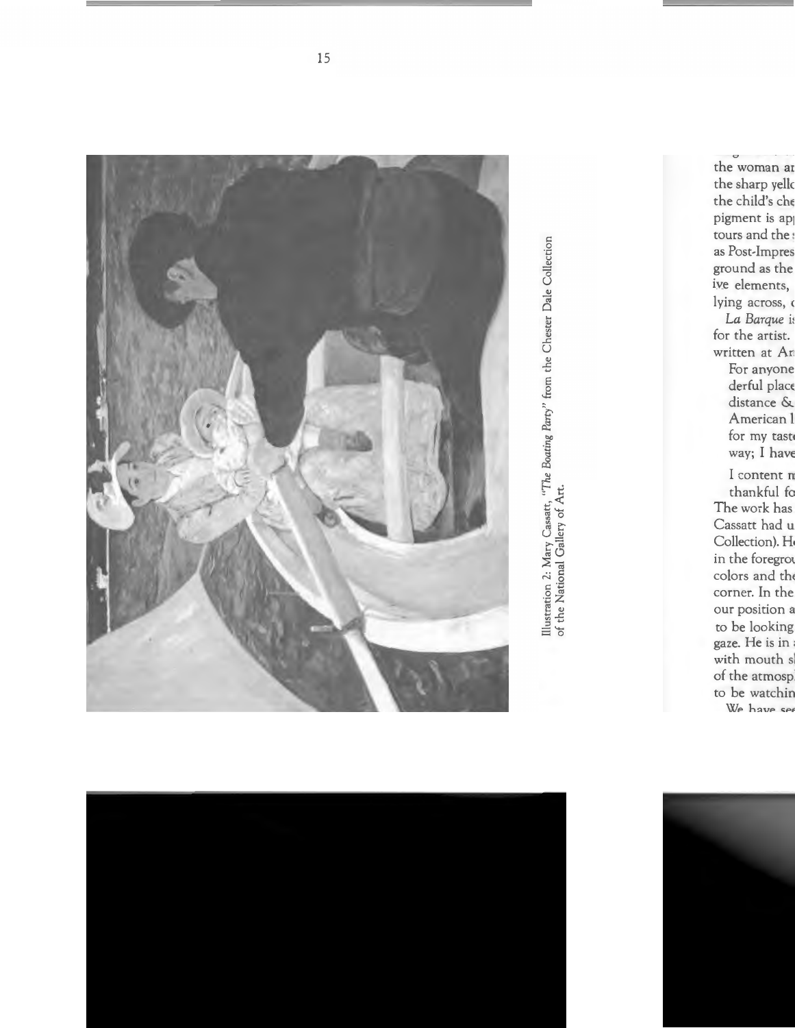Illustration 2: Mary Cassatt, *"The Boating Party"* from the Chester Dale Collection of the National Gallery of Art.

the woman ar
the sharp yello
the child's che
pigment is app
tours and the s
as Post-Impres
ground as the
ive elements,
lying across, c

*La Barque* is
for the artist.
written at Ar

For anyone
derful place
distance &
American l
for my taste
way; I have

I content m
thankful fo

The work has
Cassatt had u
Collection). He
in the foregrou
colors and the
corner. In the
our position a
to be looking
gaze. He is in a
with mouth sh
of the atmosp
to be watchin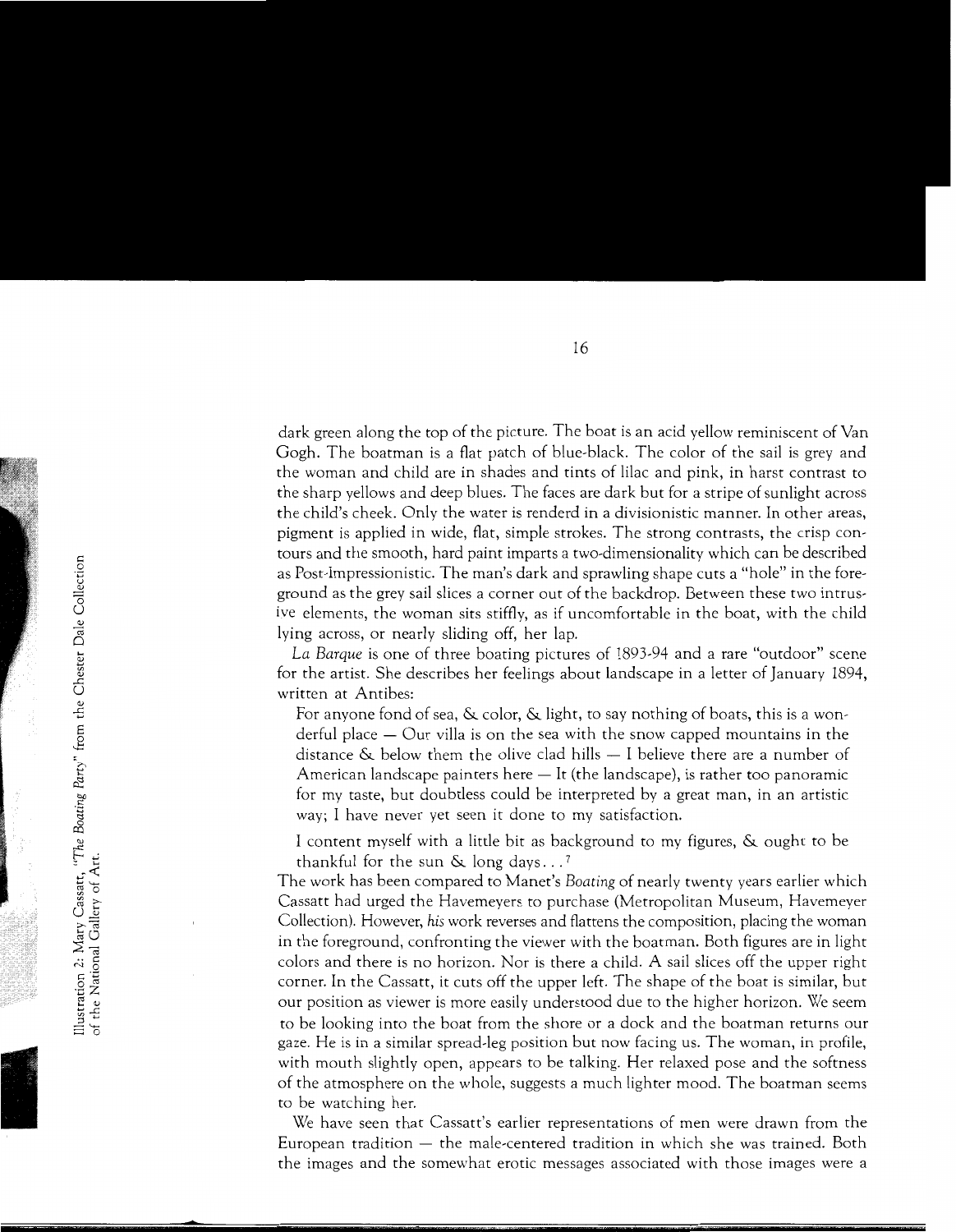dark green along the top of the picture. The boat is an acid yellow reminiscent of Van Gogh. The boatman is a flat patch of blue-black. The color of the sail is grey and the woman and child are in shades and tints of lilac and pink, in harst contrast to the sharp yellows and deep blues. The faces are dark but for a stripe of sunlight across the child's cheek. Only the water is renderd in a divisionistic manner. In other areas, pigment is applied in wide, flat, simple strokes. The strong contrasts, the crisp contours and the smooth, hard paint imparts a two-dimensionality which can be described as Post-Impressionistic. The man's dark and sprawling shape cuts a "hole" in the foreground as the grey sail slices a corner out of the backdrop. Between these two intrusive elements, the woman sits stiffly, as if uncomfortable in the boat, with the child lying across, or nearly sliding off, her lap.

*La Barque* is one of three boating pictures of 1893-94 and a rare "outdoor" scene for the artist. She describes her feelings about landscape in a letter of January 1894, written at Antibes:

> For anyone fond of sea, & color, & light, to say nothing of boats, this is a wonderful place — Our villa is on the sea with the snow capped mountains in the distance & below them the olive clad hills — I believe there are a number of American landscape painters here — It (the landscape), is rather too panoramic for my taste, but doubtless could be interpreted by a great man, in an artistic way; I have never yet seen it done to my satisfaction.
>
> I content myself with a little bit as background to my figures, & ought to be thankful for the sun & long days...[7]

The work has been compared to Manet's *Boating* of nearly twenty years earlier which Cassatt had urged the Havemeyers to purchase (Metropolitan Museum, Havemeyer Collection). However, *his* work reverses and flattens the composition, placing the woman in the foreground, confronting the viewer with the boatman. Both figures are in light colors and there is no horizon. Nor is there a child. A sail slices off the upper right corner. In the Cassatt, it cuts off the upper left. The shape of the boat is similar, but our position as viewer is more easily understood due to the higher horizon. We seem to be looking into the boat from the shore or a dock and the boatman returns our gaze. He is in a similar spread-leg position but now facing us. The woman, in profile, with mouth slightly open, appears to be talking. Her relaxed pose and the softness of the atmosphere on the whole, suggests a much lighter mood. The boatman seems to be watching her.

We have seen that Cassatt's earlier representations of men were drawn from the European tradition — the male-centered tradition in which she was trained. Both the images and the somewhat erotic messages associated with those images were a

Illustration 2: Mary Cassatt, "*The Boating Party*" from the Chester Dale Collection of the National Gallery of Art.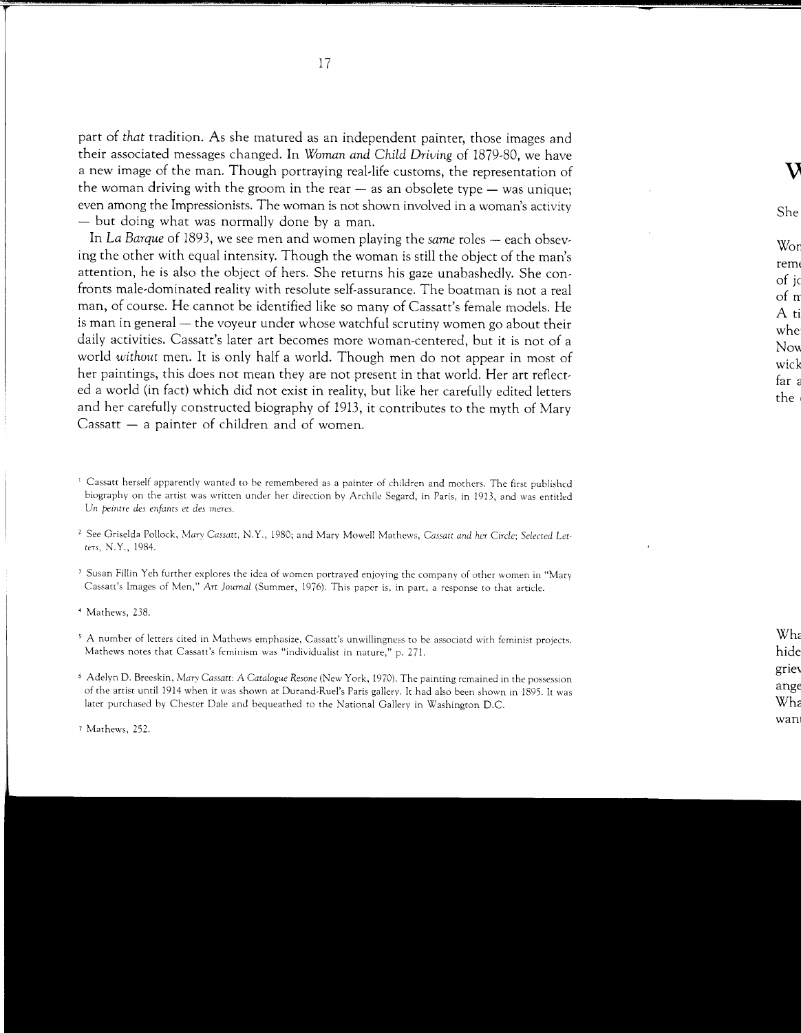part of *that* tradition. As she matured as an independent painter, those images and their associated messages changed. In *Woman and Child Driving* of 1879-80, we have a new image of the man. Though portraying real-life customs, the representation of the woman driving with the groom in the rear — as an obsolete type — was unique; even among the Impressionists. The woman is not shown involved in a woman's activity — but doing what was normally done by a man.

In *La Barque* of 1893, we see men and women playing the *same* roles — each obseving the other with equal intensity. Though the woman is still the object of the man's attention, he is also the object of hers. She returns his gaze unabashedly. She confronts male-dominated reality with resolute self-assurance. The boatman is not a real man, of course. He cannot be identified like so many of Cassatt's female models. He is man in general — the voyeur under whose watchful scrutiny women go about their daily activities. Cassatt's later art becomes more woman-centered, but it is not of a world *without* men. It is only half a world. Though men do not appear in most of her paintings, this does not mean they are not present in that world. Her art reflected a world (in fact) which did not exist in reality, but like her carefully edited letters and her carefully constructed biography of 1913, it contributes to the myth of Mary Cassatt — a painter of children and of women.

[1] Cassatt herself apparently wanted to be remembered as a painter of children and mothers. The first published biography on the artist was written under her direction by Archile Segard, in Paris, in 1913, and was entitled *Un peintre des enfants et des meres*.

[2] See Griselda Pollock, *Mary Cassatt*, N.Y., 1980; and Mary Mowell Mathews, *Cassatt and her Circle; Selected Letters*, N.Y., 1984.

[3] Susan Fillin Yeh further explores the idea of women portrayed enjoying the company of other women in "Mary Cassatt's Images of Men," *Art Journal* (Summer, 1976). This paper is, in part, a response to that article.

[4] Mathews, 238.

[5] A number of letters cited in Mathews emphasize, Cassatt's unwillingness to be associatd with feminist projects. Mathews notes that Cassatt's feminism was "individualist in nature," p. 271.

[6] Adelyn D. Breeskin, *Mary Cassatt: A Catalogue Resone* (New York, 1970). The painting remained in the possession of the artist until 1914 when it was shown at Durand-Ruel's Paris gallery. It had also been shown in 1895. It was later purchased by Chester Dale and bequeathed to the National Gallery in Washington D.C.

[7] Mathews, 252.